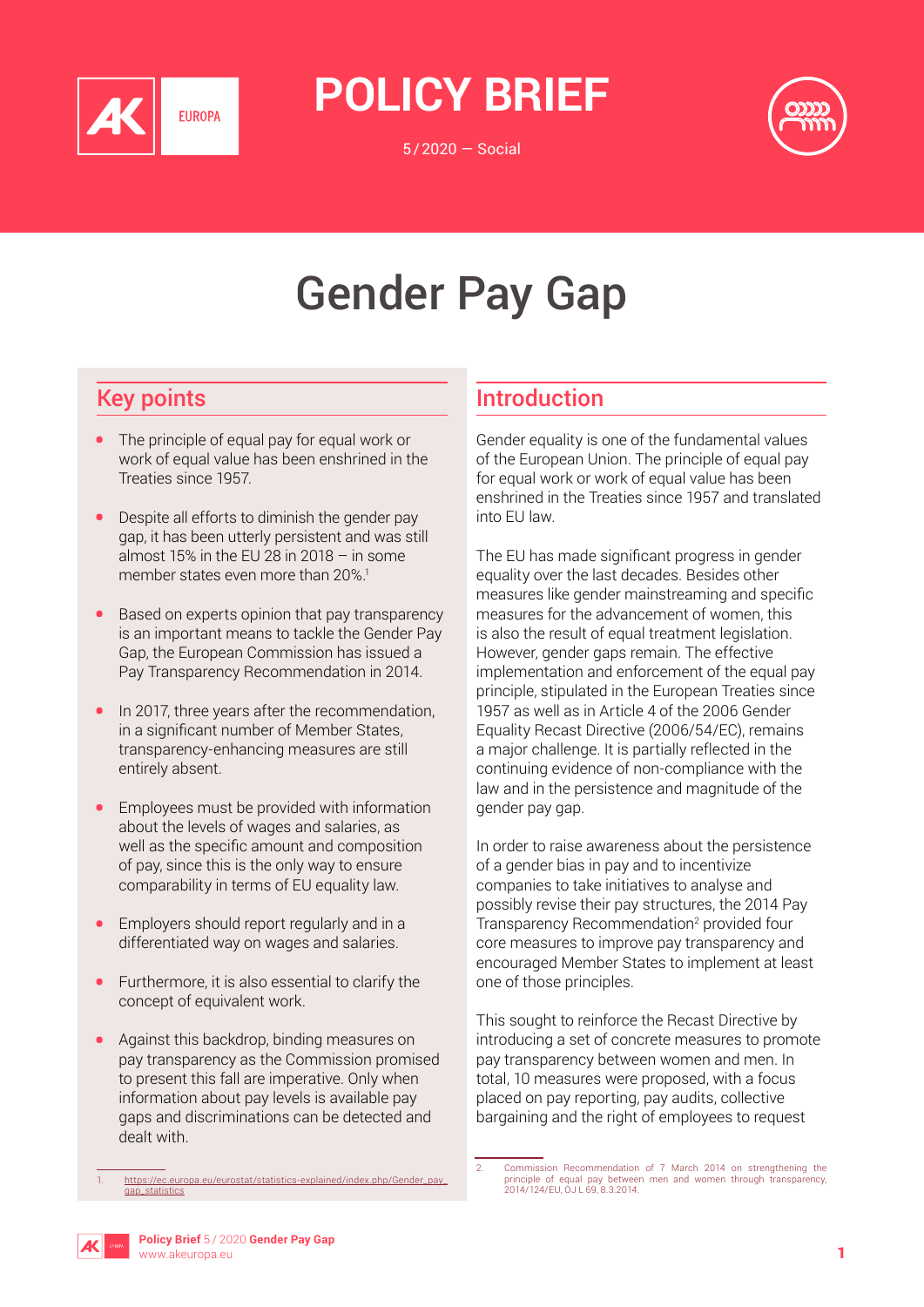# POLICY BRIEF

5/2020 — Social

# Gender Pay Gap

## Key points

- The principle of equal pay for equal work or work of equal value has been enshrined in the Treaties since 1957.
- Despite all efforts to diminish the gender pay gap, it has been utterly persistent and was still almost 15% in the EU 28 in 2018 – in some member states even more than 20%.[1]
- Based on experts opinion that pay transparency is an important means to tackle the Gender Pay Gap, the European Commission has issued a Pay Transparency Recommendation in 2014.
- In 2017, three years after the recommendation, in a significant number of Member States, transparency-enhancing measures are still entirely absent.
- Employees must be provided with information about the levels of wages and salaries, as well as the specific amount and composition of pay, since this is the only way to ensure comparability in terms of EU equality law.
- Employers should report regularly and in a differentiated way on wages and salaries.
- Furthermore, it is also essential to clarify the concept of equivalent work.
- Against this backdrop, binding measures on pay transparency as the Commission promised to present this fall are imperative. Only when information about pay levels is available pay gaps and discriminations can be detected and dealt with.

1. https://ec.europa.eu/eurostat/statistics-explained/index.php/Gender_pay_gap_statistics

## Introduction

Gender equality is one of the fundamental values of the European Union. The principle of equal pay for equal work or work of equal value has been enshrined in the Treaties since 1957 and translated into EU law.

The EU has made significant progress in gender equality over the last decades. Besides other measures like gender mainstreaming and specific measures for the advancement of women, this is also the result of equal treatment legislation. However, gender gaps remain. The effective implementation and enforcement of the equal pay principle, stipulated in the European Treaties since 1957 as well as in Article 4 of the 2006 Gender Equality Recast Directive (2006/54/EC), remains a major challenge. It is partially reflected in the continuing evidence of non-compliance with the law and in the persistence and magnitude of the gender pay gap.

In order to raise awareness about the persistence of a gender bias in pay and to incentivize companies to take initiatives to analyse and possibly revise their pay structures, the 2014 Pay Transparency Recommendation[2] provided four core measures to improve pay transparency and encouraged Member States to implement at least one of those principles.

This sought to reinforce the Recast Directive by introducing a set of concrete measures to promote pay transparency between women and men. In total, 10 measures were proposed, with a focus placed on pay reporting, pay audits, collective bargaining and the right of employees to request

2. Commission Recommendation of 7 March 2014 on strengthening the principle of equal pay between men and women through transparency, 2014/124/EU, OJ L 69, 8.3.2014.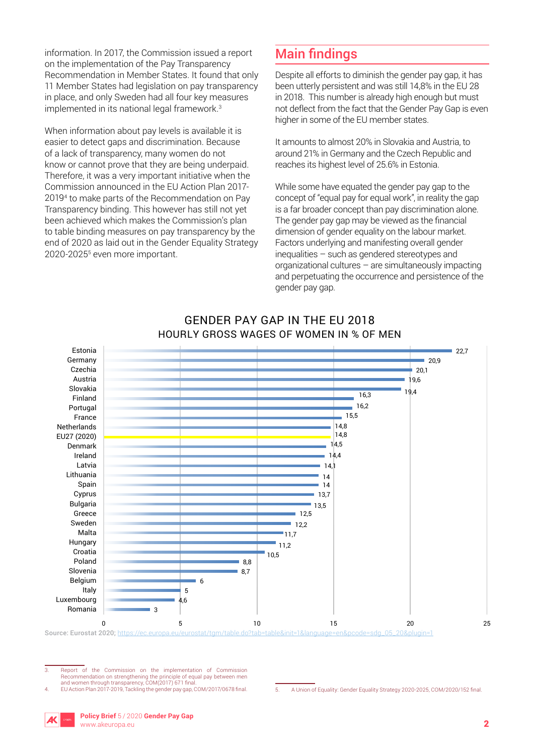information. In 2017, the Commission issued a report on the implementation of the Pay Transparency Recommendation in Member States. It found that only 11 Member States had legislation on pay transparency in place, and only Sweden had all four key measures implemented in its national legal framework.[3]

When information about pay levels is available it is easier to detect gaps and discrimination. Because of a lack of transparency, many women do not know or cannot prove that they are being underpaid. Therefore, it was a very important initiative when the Commission announced in the EU Action Plan 2017-2019[4] to make parts of the Recommendation on Pay Transparency binding. This however has still not yet been achieved which makes the Commission's plan to table binding measures on pay transparency by the end of 2020 as laid out in the Gender Equality Strategy 2020-2025[5] even more important.

## Main findings

Despite all efforts to diminish the gender pay gap, it has been utterly persistent and was still 14,8% in the EU 28 in 2018. This number is already high enough but must not deflect from the fact that the Gender Pay Gap is even higher in some of the EU member states.

It amounts to almost 20% in Slovakia and Austria, to around 21% in Germany and the Czech Republic and reaches its highest level of 25.6% in Estonia.

While some have equated the gender pay gap to the concept of "equal pay for equal work", in reality the gap is a far broader concept than pay discrimination alone. The gender pay gap may be viewed as the financial dimension of gender equality on the labour market. Factors underlying and manifesting overall gender inequalities – such as gendered stereotypes and organizational cultures – are simultaneously impacting and perpetuating the occurrence and persistence of the gender pay gap.

### GENDER PAY GAP IN THE EU 2018
### HOURLY GROSS WAGES OF WOMEN IN % OF MEN

| Country | Gender pay gap |
|---|---|
| Estonia | 22,7 |
| Germany | 20,9 |
| Czechia | 20,1 |
| Austria | 19,6 |
| Slovakia | 19,4 |
| Finland | 16,3 |
| Portugal | 16,2 |
| France | 15,5 |
| Netherlands | 14,8 |
| EU27 (2020) | 14,8 |
| Denmark | 14,5 |
| Ireland | 14,4 |
| Latvia | 14,1 |
| Lithuania | 14 |
| Spain | 14 |
| Cyprus | 13,7 |
| Bulgaria | 13,5 |
| Greece | 12,5 |
| Sweden | 12,2 |
| Malta | 11,7 |
| Hungary | 11,2 |
| Croatia | 10,5 |
| Poland | 8,8 |
| Slovenia | 8,7 |
| Belgium | 6 |
| Italy | 5 |
| Luxembourg | 4,6 |
| Romania | 3 |

**Source: Eurostat 2020;** https://ec.europa.eu/eurostat/tgm/table.do?tab=table&init=1&language=en&pcode=sdg_05_20&plugin=1

---

3. Report of the Commission on the implementation of Commission Recommendation on strengthening the principle of equal pay between men and women through transparency, COM(2017) 671 final.
4. EU Action Plan 2017-2019, Tackling the gender pay gap, COM/2017/0678 final.
5. A Union of Equality: Gender Equality Strategy 2020-2025, COM/2020/152 final.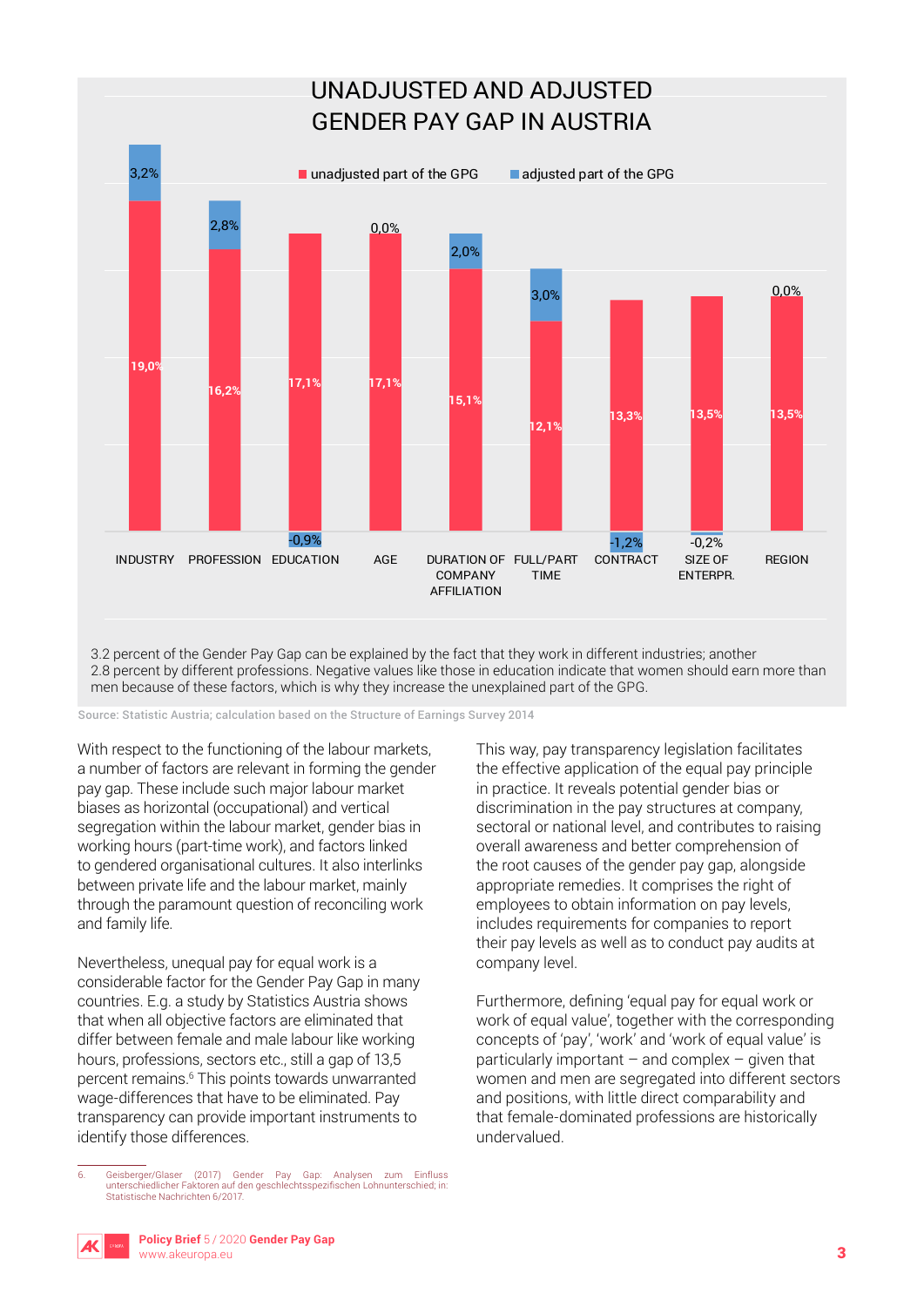## UNADJUSTED AND ADJUSTED GENDER PAY GAP IN AUSTRIA

| | unadjusted part of the GPG | adjusted part of the GPG |
|---|---|---|
| INDUSTRY | 19,0% | 3,2% |
| PROFESSION | 16,2% | 2,8% |
| EDUCATION | 17,1% | -0,9% |
| AGE | 17,1% | 0,0% |
| DURATION OF COMPANY AFFILIATION | 15,1% | 2,0% |
| FULL/PART TIME | 12,1% | 3,0% |
| CONTRACT | 13,3% | -1,2% |
| SIZE OF ENTERPR. | 13,5% | -0,2% |
| REGION | 13,5% | 0,0% |

3.2 percent of the Gender Pay Gap can be explained by the fact that they work in different industries; another 2.8 percent by different professions. Negative values like those in education indicate that women should earn more than men because of these factors, which is why they increase the unexplained part of the GPG.

Source: Statistic Austria; calculation based on the Structure of Earnings Survey 2014

With respect to the functioning of the labour markets, a number of factors are relevant in forming the gender pay gap. These include such major labour market biases as horizontal (occupational) and vertical segregation within the labour market, gender bias in working hours (part-time work), and factors linked to gendered organisational cultures. It also interlinks between private life and the labour market, mainly through the paramount question of reconciling work and family life.

Nevertheless, unequal pay for equal work is a considerable factor for the Gender Pay Gap in many countries. E.g. a study by Statistics Austria shows that when all objective factors are eliminated that differ between female and male labour like working hours, professions, sectors etc., still a gap of 13,5 percent remains.[6] This points towards unwarranted wage-differences that have to be eliminated. Pay transparency can provide important instruments to identify those differences.

This way, pay transparency legislation facilitates the effective application of the equal pay principle in practice. It reveals potential gender bias or discrimination in the pay structures at company, sectoral or national level, and contributes to raising overall awareness and better comprehension of the root causes of the gender pay gap, alongside appropriate remedies. It comprises the right of employees to obtain information on pay levels, includes requirements for companies to report their pay levels as well as to conduct pay audits at company level.

Furthermore, defining 'equal pay for equal work or work of equal value', together with the corresponding concepts of 'pay', 'work' and 'work of equal value' is particularly important – and complex – given that women and men are segregated into different sectors and positions, with little direct comparability and that female-dominated professions are historically undervalued.

6. Geisberger/Glaser (2017) Gender Pay Gap: Analysen zum Einfluss unterschiedlicher Faktoren auf den geschlechtsspezifischen Lohnunterschied; in: Statistische Nachrichten 6/2017.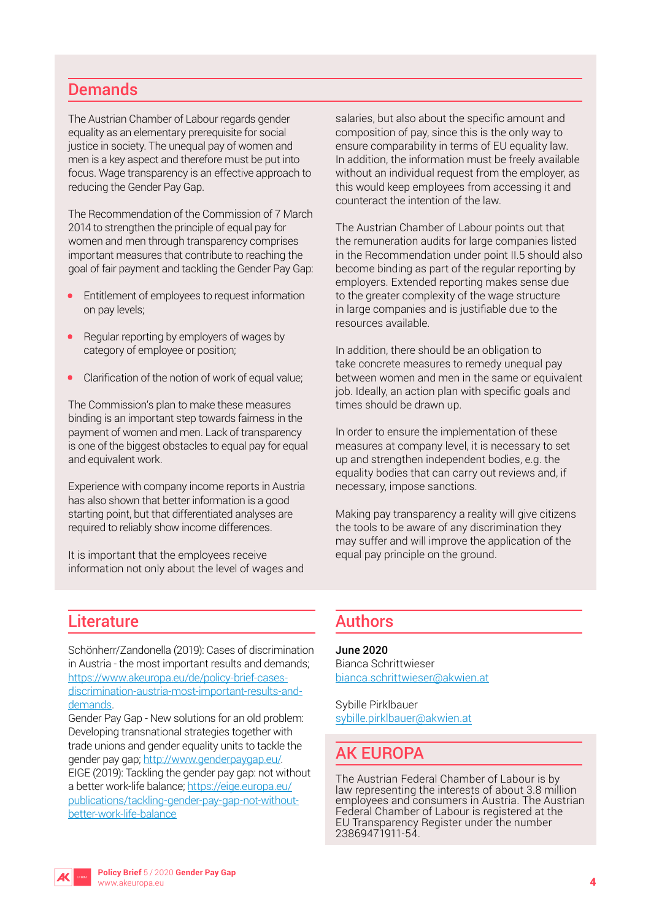## Demands

The Austrian Chamber of Labour regards gender equality as an elementary prerequisite for social justice in society. The unequal pay of women and men is a key aspect and therefore must be put into focus. Wage transparency is an effective approach to reducing the Gender Pay Gap.

The Recommendation of the Commission of 7 March 2014 to strengthen the principle of equal pay for women and men through transparency comprises important measures that contribute to reaching the goal of fair payment and tackling the Gender Pay Gap:

- Entitlement of employees to request information on pay levels;
- Regular reporting by employers of wages by category of employee or position;
- Clarification of the notion of work of equal value;

The Commission's plan to make these measures binding is an important step towards fairness in the payment of women and men. Lack of transparency is one of the biggest obstacles to equal pay for equal and equivalent work.

Experience with company income reports in Austria has also shown that better information is a good starting point, but that differentiated analyses are required to reliably show income differences.

It is important that the employees receive information not only about the level of wages and salaries, but also about the specific amount and composition of pay, since this is the only way to ensure comparability in terms of EU equality law. In addition, the information must be freely available without an individual request from the employer, as this would keep employees from accessing it and counteract the intention of the law.

The Austrian Chamber of Labour points out that the remuneration audits for large companies listed in the Recommendation under point II.5 should also become binding as part of the regular reporting by employers. Extended reporting makes sense due to the greater complexity of the wage structure in large companies and is justifiable due to the resources available.

In addition, there should be an obligation to take concrete measures to remedy unequal pay between women and men in the same or equivalent job. Ideally, an action plan with specific goals and times should be drawn up.

In order to ensure the implementation of these measures at company level, it is necessary to set up and strengthen independent bodies, e.g. the equality bodies that can carry out reviews and, if necessary, impose sanctions.

Making pay transparency a reality will give citizens the tools to be aware of any discrimination they may suffer and will improve the application of the equal pay principle on the ground.

## Literature

Schönherr/Zandonella (2019): Cases of discrimination in Austria - the most important results and demands; https://www.akeuropa.eu/de/policy-brief-cases-discrimination-austria-most-important-results-and-demands.

Gender Pay Gap - New solutions for an old problem: Developing transnational strategies together with trade unions and gender equality units to tackle the gender pay gap; http://www.genderpaygap.eu/.

EIGE (2019): Tackling the gender pay gap: not without a better work-life balance; https://eige.europa.eu/publications/tackling-gender-pay-gap-not-without-better-work-life-balance

## Authors

**June 2020**
Bianca Schrittwieser
bianca.schrittwieser@akwien.at

Sybille Pirklbauer
sybille.pirklbauer@akwien.at

## AK EUROPA

The Austrian Federal Chamber of Labour is by law representing the interests of about 3.8 million employees and consumers in Austria. The Austrian Federal Chamber of Labour is registered at the EU Transparency Register under the number 23869471911-54.